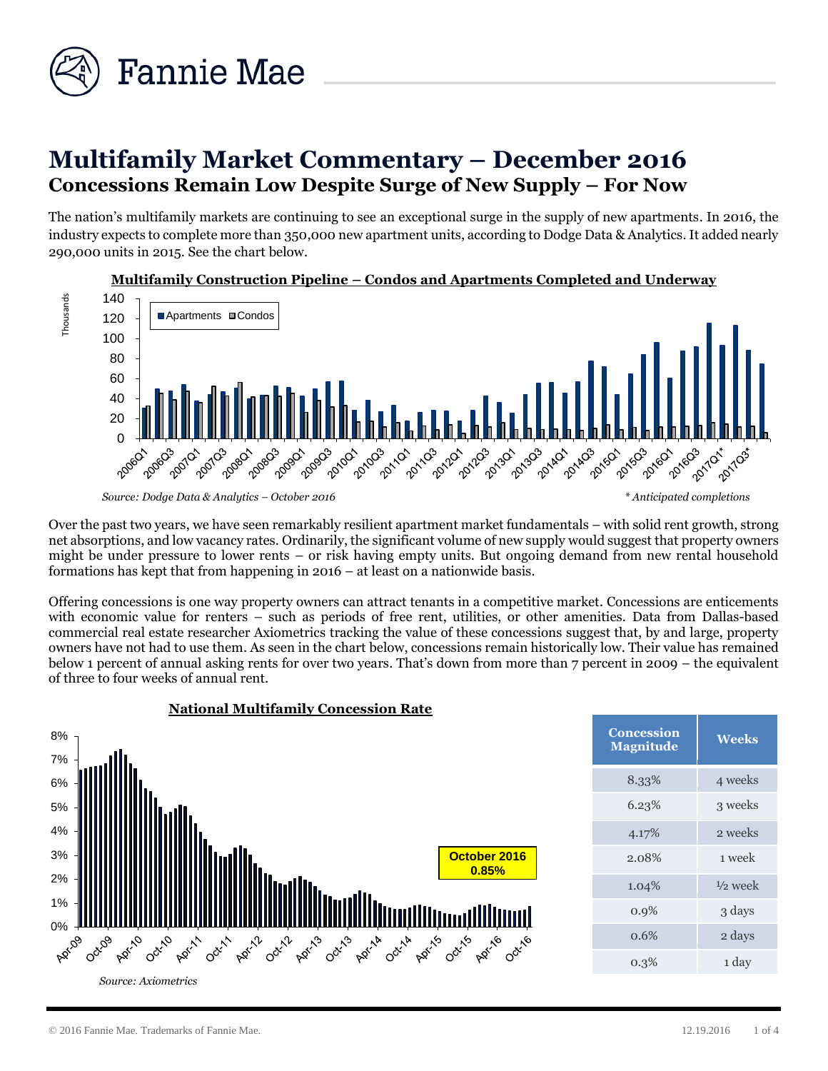# Multifamily Market Commentary – December 2016

## Concessions Remain Low Despite Surge of New Supply – For Now

The nation's multifamily markets are continuing to see an exceptional surge in the supply of new apartments. In 2016, the industry expects to complete more than 350,000 new apartment units, according to Dodge Data & Analytics. It added nearly 290,000 units in 2015. See the chart below.

**Multifamily Construction Pipeline – Condos and Apartments Completed and Underway**

*Source: Dodge Data & Analytics – October 2016*

*\* Anticipated completions*

Over the past two years, we have seen remarkably resilient apartment market fundamentals – with solid rent growth, strong net absorptions, and low vacancy rates. Ordinarily, the significant volume of new supply would suggest that property owners might be under pressure to lower rents – or risk having empty units. But ongoing demand from new rental household formations has kept that from happening in 2016 – at least on a nationwide basis.

Offering concessions is one way property owners can attract tenants in a competitive market. Concessions are enticements with economic value for renters – such as periods of free rent, utilities, or other amenities. Data from Dallas-based commercial real estate researcher Axiometrics tracking the value of these concessions suggest that, by and large, property owners have not had to use them. As seen in the chart below, concessions remain historically low. Their value has remained below 1 percent of annual asking rents for over two years. That's down from more than 7 percent in 2009 – the equivalent of three to four weeks of annual rent.

**National Multifamily Concession Rate**

October 2016: 0.85%

*Source: Axiometrics*

| Concession Magnitude | Weeks |
|---|---|
| 8.33% | 4 weeks |
| 6.23% | 3 weeks |
| 4.17% | 2 weeks |
| 2.08% | 1 week |
| 1.04% | ½ week |
| 0.9% | 3 days |
| 0.6% | 2 days |
| 0.3% | 1 day |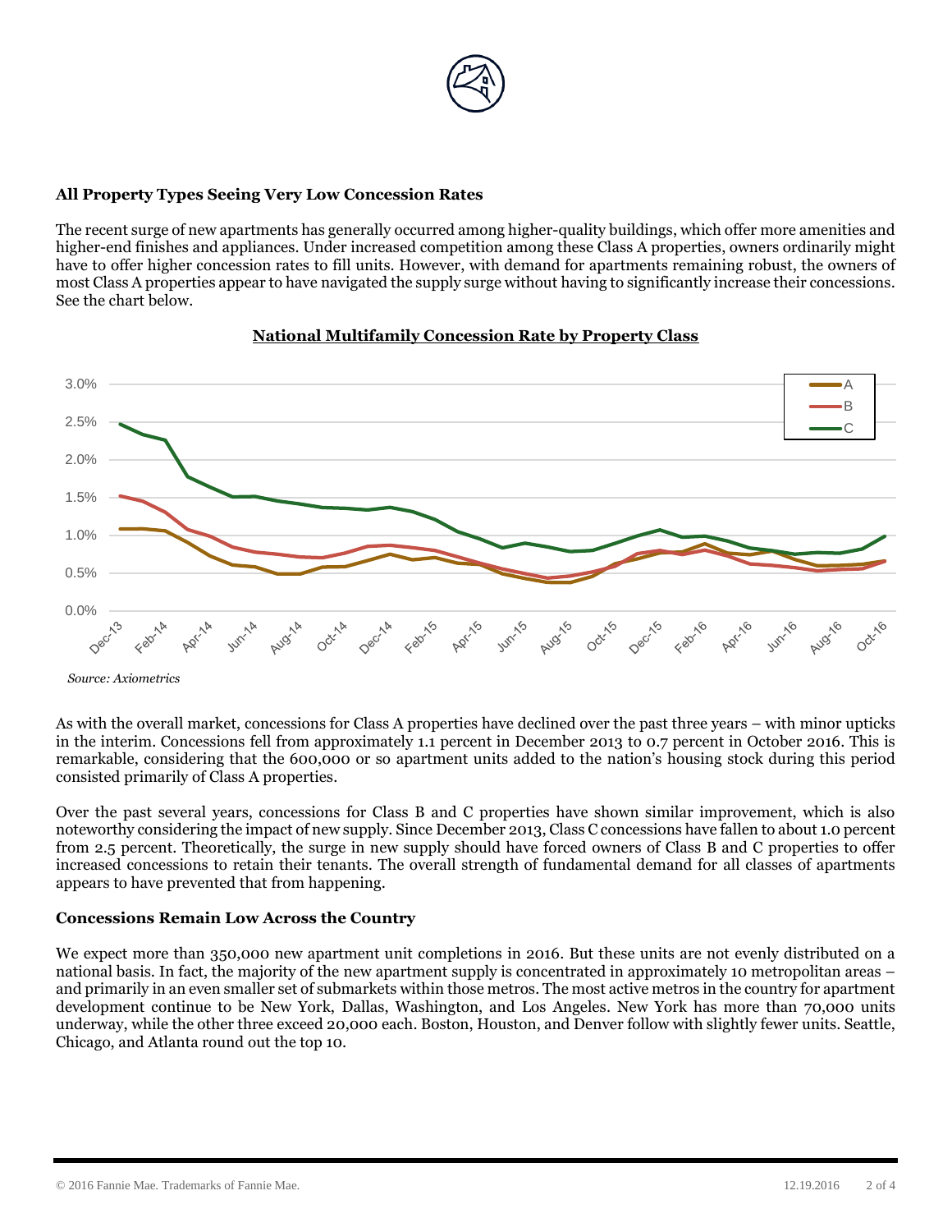**All Property Types Seeing Very Low Concession Rates**

The recent surge of new apartments has generally occurred among higher-quality buildings, which offer more amenities and higher-end finishes and appliances. Under increased competition among these Class A properties, owners ordinarily might have to offer higher concession rates to fill units. However, with demand for apartments remaining robust, the owners of most Class A properties appear to have navigated the supply surge without having to significantly increase their concessions. See the chart below.

**National Multifamily Concession Rate by Property Class**

*Source: Axiometrics*

As with the overall market, concessions for Class A properties have declined over the past three years – with minor upticks in the interim. Concessions fell from approximately 1.1 percent in December 2013 to 0.7 percent in October 2016. This is remarkable, considering that the 600,000 or so apartment units added to the nation's housing stock during this period consisted primarily of Class A properties.

Over the past several years, concessions for Class B and C properties have shown similar improvement, which is also noteworthy considering the impact of new supply. Since December 2013, Class C concessions have fallen to about 1.0 percent from 2.5 percent. Theoretically, the surge in new supply should have forced owners of Class B and C properties to offer increased concessions to retain their tenants. The overall strength of fundamental demand for all classes of apartments appears to have prevented that from happening.

**Concessions Remain Low Across the Country**

We expect more than 350,000 new apartment unit completions in 2016. But these units are not evenly distributed on a national basis. In fact, the majority of the new apartment supply is concentrated in approximately 10 metropolitan areas – and primarily in an even smaller set of submarkets within those metros. The most active metros in the country for apartment development continue to be New York, Dallas, Washington, and Los Angeles. New York has more than 70,000 units underway, while the other three exceed 20,000 each. Boston, Houston, and Denver follow with slightly fewer units. Seattle, Chicago, and Atlanta round out the top 10.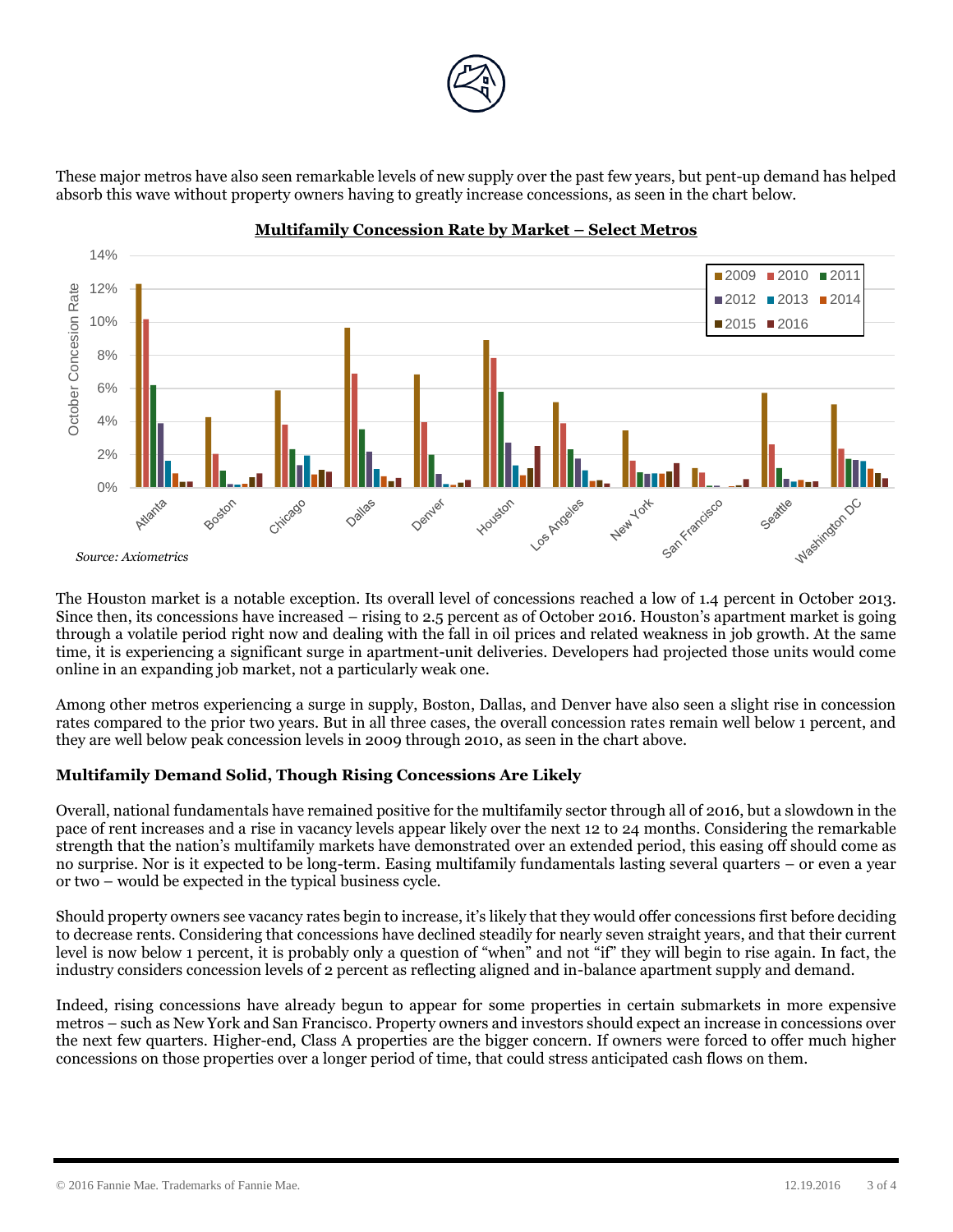These major metros have also seen remarkable levels of new supply over the past few years, but pent-up demand has helped absorb this wave without property owners having to greatly increase concessions, as seen in the chart below.

**Multifamily Concession Rate by Market – Select Metros**

*Source: Axiometrics*

The Houston market is a notable exception. Its overall level of concessions reached a low of 1.4 percent in October 2013. Since then, its concessions have increased – rising to 2.5 percent as of October 2016. Houston's apartment market is going through a volatile period right now and dealing with the fall in oil prices and related weakness in job growth. At the same time, it is experiencing a significant surge in apartment-unit deliveries. Developers had projected those units would come online in an expanding job market, not a particularly weak one.

Among other metros experiencing a surge in supply, Boston, Dallas, and Denver have also seen a slight rise in concession rates compared to the prior two years. But in all three cases, the overall concession rates remain well below 1 percent, and they are well below peak concession levels in 2009 through 2010, as seen in the chart above.

### Multifamily Demand Solid, Though Rising Concessions Are Likely

Overall, national fundamentals have remained positive for the multifamily sector through all of 2016, but a slowdown in the pace of rent increases and a rise in vacancy levels appear likely over the next 12 to 24 months. Considering the remarkable strength that the nation's multifamily markets have demonstrated over an extended period, this easing off should come as no surprise. Nor is it expected to be long-term. Easing multifamily fundamentals lasting several quarters – or even a year or two – would be expected in the typical business cycle.

Should property owners see vacancy rates begin to increase, it's likely that they would offer concessions first before deciding to decrease rents. Considering that concessions have declined steadily for nearly seven straight years, and that their current level is now below 1 percent, it is probably only a question of "when" and not "if" they will begin to rise again. In fact, the industry considers concession levels of 2 percent as reflecting aligned and in-balance apartment supply and demand.

Indeed, rising concessions have already begun to appear for some properties in certain submarkets in more expensive metros – such as New York and San Francisco. Property owners and investors should expect an increase in concessions over the next few quarters. Higher-end, Class A properties are the bigger concern. If owners were forced to offer much higher concessions on those properties over a longer period of time, that could stress anticipated cash flows on them.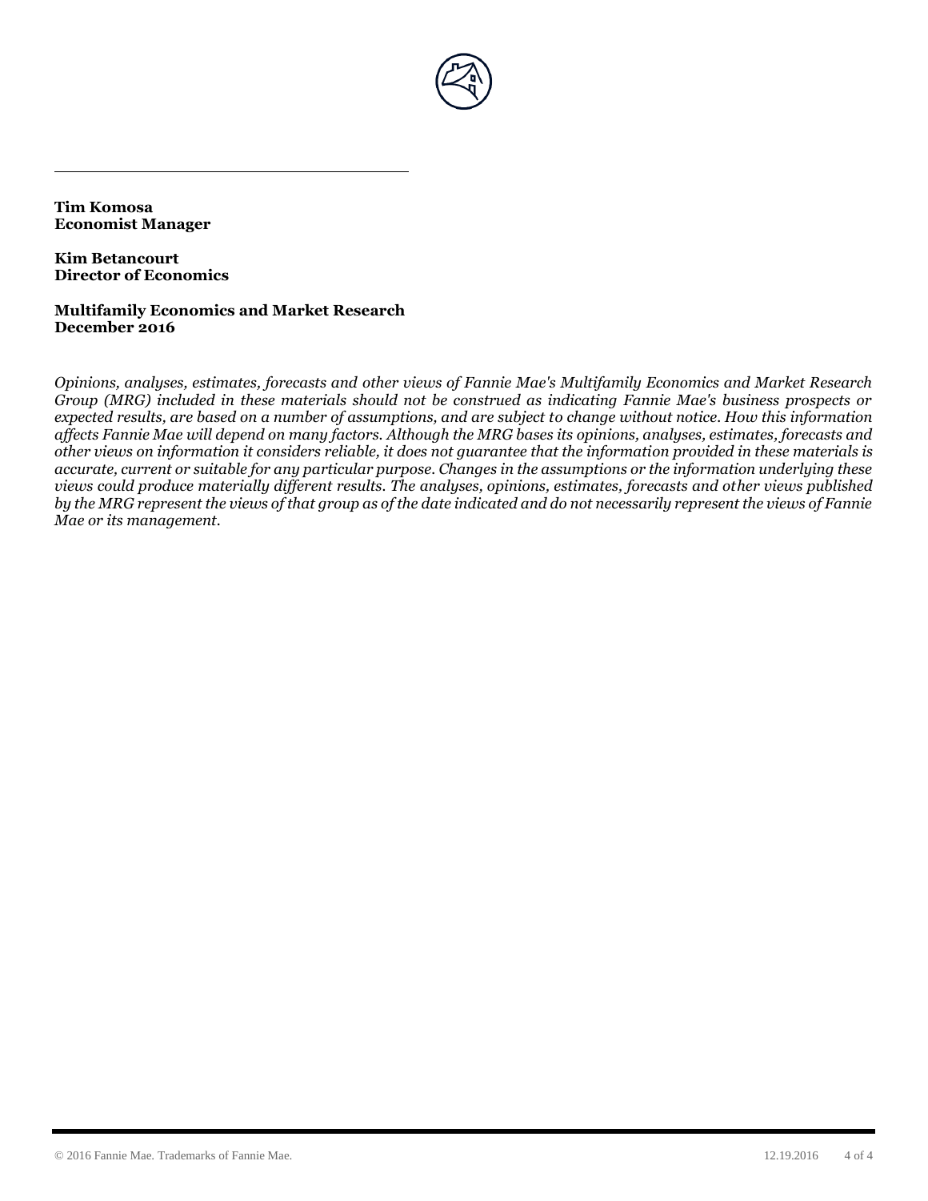**Tim Komosa**
**Economist Manager**

**Kim Betancourt**
**Director of Economics**

**Multifamily Economics and Market Research**
**December 2016**

*Opinions, analyses, estimates, forecasts and other views of Fannie Mae's Multifamily Economics and Market Research Group (MRG) included in these materials should not be construed as indicating Fannie Mae's business prospects or expected results, are based on a number of assumptions, and are subject to change without notice. How this information affects Fannie Mae will depend on many factors. Although the MRG bases its opinions, analyses, estimates, forecasts and other views on information it considers reliable, it does not guarantee that the information provided in these materials is accurate, current or suitable for any particular purpose. Changes in the assumptions or the information underlying these views could produce materially different results. The analyses, opinions, estimates, forecasts and other views published by the MRG represent the views of that group as of the date indicated and do not necessarily represent the views of Fannie Mae or its management.*

© 2016 Fannie Mae. Trademarks of Fannie Mae.